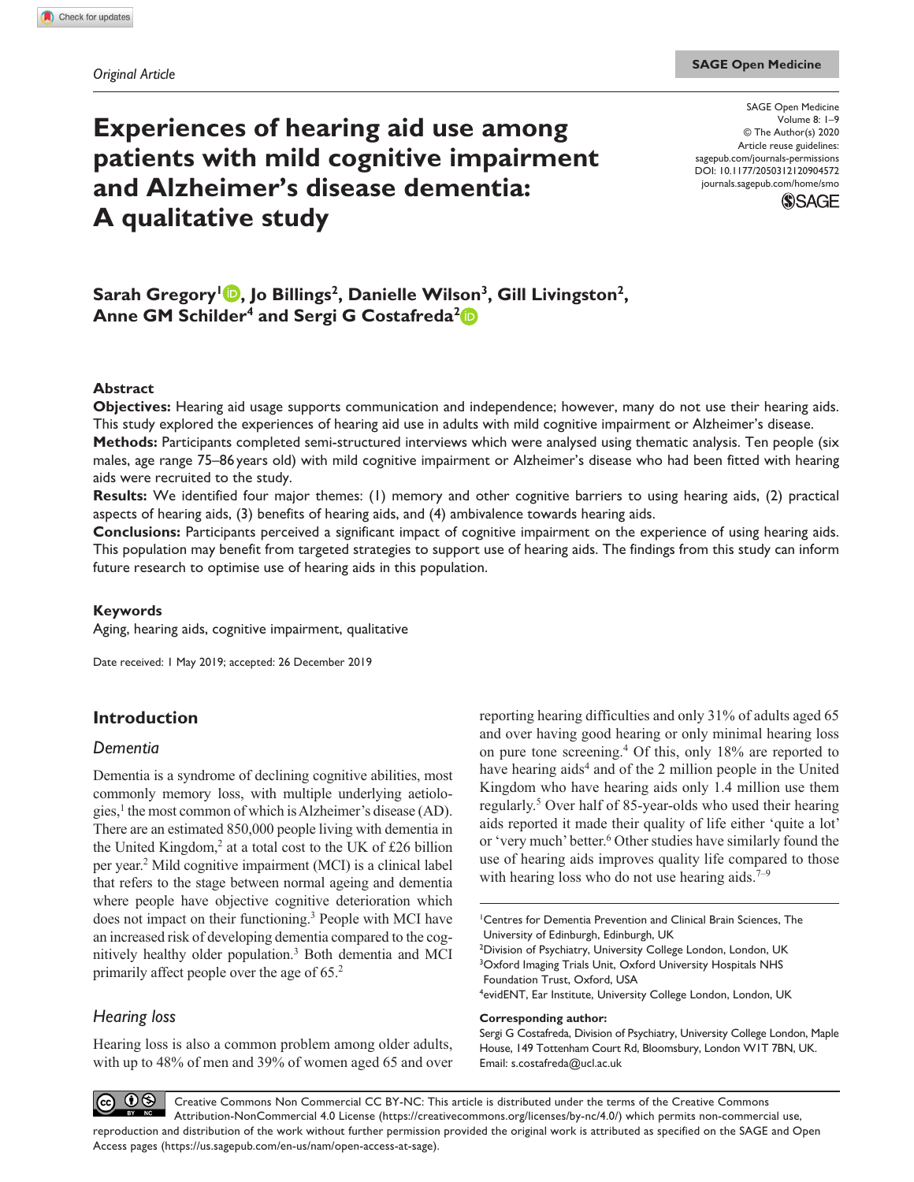*Original Article*

# Experiences of hearing aid use among patients with mild cognitive impairment and Alzheimer's disease dementia: A qualitative study

**Sarah Gregory[1], Jo Billings[2], Danielle Wilson[3], Gill Livingston[2], Anne GM Schilder[4] and Sergi G Costafreda[2]**

## Abstract

**Objectives:** Hearing aid usage supports communication and independence; however, many do not use their hearing aids. This study explored the experiences of hearing aid use in adults with mild cognitive impairment or Alzheimer's disease.

**Methods:** Participants completed semi-structured interviews which were analysed using thematic analysis. Ten people (six males, age range 75–86 years old) with mild cognitive impairment or Alzheimer's disease who had been fitted with hearing aids were recruited to the study.

**Results:** We identified four major themes: (1) memory and other cognitive barriers to using hearing aids, (2) practical aspects of hearing aids, (3) benefits of hearing aids, and (4) ambivalence towards hearing aids.

**Conclusions:** Participants perceived a significant impact of cognitive impairment on the experience of using hearing aids. This population may benefit from targeted strategies to support use of hearing aids. The findings from this study can inform future research to optimise use of hearing aids in this population.

### Keywords

Aging, hearing aids, cognitive impairment, qualitative

Date received: 1 May 2019; accepted: 26 December 2019

## Introduction

### *Dementia*

Dementia is a syndrome of declining cognitive abilities, most commonly memory loss, with multiple underlying aetiologies,[1] the most common of which is Alzheimer's disease (AD). There are an estimated 850,000 people living with dementia in the United Kingdom,[2] at a total cost to the UK of £26 billion per year.[2] Mild cognitive impairment (MCI) is a clinical label that refers to the stage between normal ageing and dementia where people have objective cognitive deterioration which does not impact on their functioning.[3] People with MCI have an increased risk of developing dementia compared to the cognitively healthy older population.[3] Both dementia and MCI primarily affect people over the age of 65.[2]

### *Hearing loss*

Hearing loss is also a common problem among older adults, with up to 48% of men and 39% of women aged 65 and over reporting hearing difficulties and only 31% of adults aged 65 and over having good hearing or only minimal hearing loss on pure tone screening.[4] Of this, only 18% are reported to have hearing aids[4] and of the 2 million people in the United Kingdom who have hearing aids only 1.4 million use them regularly.[5] Over half of 85-year-olds who used their hearing aids reported it made their quality of life either 'quite a lot' or 'very much' better.[6] Other studies have similarly found the use of hearing aids improves quality life compared to those with hearing loss who do not use hearing aids.[7–9]

[1]Centres for Dementia Prevention and Clinical Brain Sciences, The University of Edinburgh, Edinburgh, UK
[2]Division of Psychiatry, University College London, London, UK
[3]Oxford Imaging Trials Unit, Oxford University Hospitals NHS Foundation Trust, Oxford, USA
[4]evidENT, Ear Institute, University College London, London, UK

**Corresponding author:**
Sergi G Costafreda, Division of Psychiatry, University College London, Maple House, 149 Tottenham Court Rd, Bloomsbury, London W1T 7BN, UK.
Email: s.costafreda@ucl.ac.uk

Creative Commons Non Commercial CC BY-NC: This article is distributed under the terms of the Creative Commons Attribution-NonCommercial 4.0 License (https://creativecommons.org/licenses/by-nc/4.0/) which permits non-commercial use, reproduction and distribution of the work without further permission provided the original work is attributed as specified on the SAGE and Open Access pages (https://us.sagepub.com/en-us/nam/open-access-at-sage).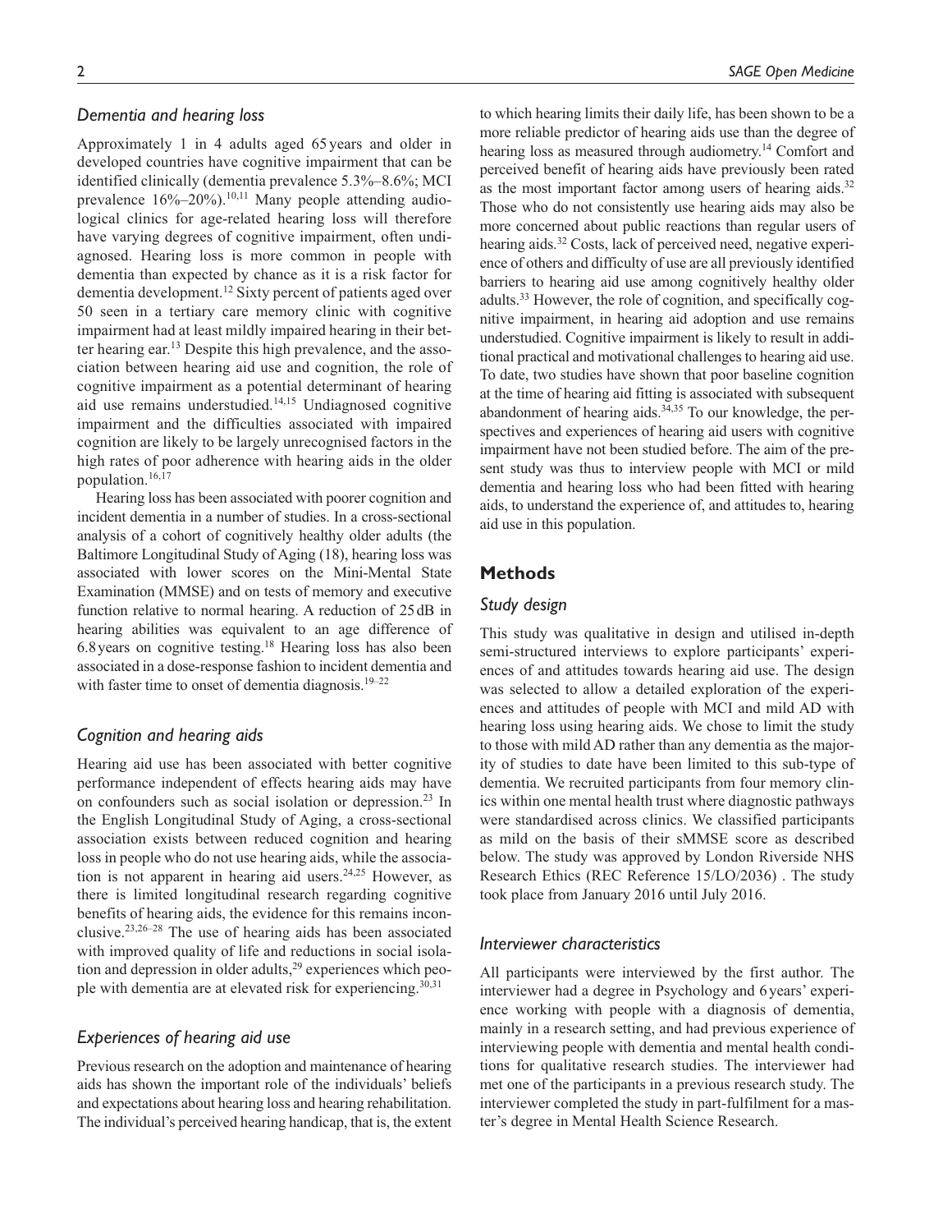### Dementia and hearing loss

Approximately 1 in 4 adults aged 65 years and older in developed countries have cognitive impairment that can be identified clinically (dementia prevalence 5.3%–8.6%; MCI prevalence 16%–20%).[10,11] Many people attending audiological clinics for age-related hearing loss will therefore have varying degrees of cognitive impairment, often undiagnosed. Hearing loss is more common in people with dementia than expected by chance as it is a risk factor for dementia development.[12] Sixty percent of patients aged over 50 seen in a tertiary care memory clinic with cognitive impairment had at least mildly impaired hearing in their better hearing ear.[13] Despite this high prevalence, and the association between hearing aid use and cognition, the role of cognitive impairment as a potential determinant of hearing aid use remains understudied.[14,15] Undiagnosed cognitive impairment and the difficulties associated with impaired cognition are likely to be largely unrecognised factors in the high rates of poor adherence with hearing aids in the older population.[16,17]

Hearing loss has been associated with poorer cognition and incident dementia in a number of studies. In a cross-sectional analysis of a cohort of cognitively healthy older adults (the Baltimore Longitudinal Study of Aging (18), hearing loss was associated with lower scores on the Mini-Mental State Examination (MMSE) and on tests of memory and executive function relative to normal hearing. A reduction of 25 dB in hearing abilities was equivalent to an age difference of 6.8 years on cognitive testing.[18] Hearing loss has also been associated in a dose-response fashion to incident dementia and with faster time to onset of dementia diagnosis.[19–22]

### Cognition and hearing aids

Hearing aid use has been associated with better cognitive performance independent of effects hearing aids may have on confounders such as social isolation or depression.[23] In the English Longitudinal Study of Aging, a cross-sectional association exists between reduced cognition and hearing loss in people who do not use hearing aids, while the association is not apparent in hearing aid users.[24,25] However, as there is limited longitudinal research regarding cognitive benefits of hearing aids, the evidence for this remains inconclusive.[23,26–28] The use of hearing aids has been associated with improved quality of life and reductions in social isolation and depression in older adults,[29] experiences which people with dementia are at elevated risk for experiencing.[30,31]

### Experiences of hearing aid use

Previous research on the adoption and maintenance of hearing aids has shown the important role of the individuals' beliefs and expectations about hearing loss and hearing rehabilitation. The individual's perceived hearing handicap, that is, the extent to which hearing limits their daily life, has been shown to be a more reliable predictor of hearing aids use than the degree of hearing loss as measured through audiometry.[14] Comfort and perceived benefit of hearing aids have previously been rated as the most important factor among users of hearing aids.[32] Those who do not consistently use hearing aids may also be more concerned about public reactions than regular users of hearing aids.[32] Costs, lack of perceived need, negative experience of others and difficulty of use are all previously identified barriers to hearing aid use among cognitively healthy older adults.[33] However, the role of cognition, and specifically cognitive impairment, in hearing aid adoption and use remains understudied. Cognitive impairment is likely to result in additional practical and motivational challenges to hearing aid use. To date, two studies have shown that poor baseline cognition at the time of hearing aid fitting is associated with subsequent abandonment of hearing aids.[34,35] To our knowledge, the perspectives and experiences of hearing aid users with cognitive impairment have not been studied before. The aim of the present study was thus to interview people with MCI or mild dementia and hearing loss who had been fitted with hearing aids, to understand the experience of, and attitudes to, hearing aid use in this population.

## Methods

### Study design

This study was qualitative in design and utilised in-depth semi-structured interviews to explore participants' experiences of and attitudes towards hearing aid use. The design was selected to allow a detailed exploration of the experiences and attitudes of people with MCI and mild AD with hearing loss using hearing aids. We chose to limit the study to those with mild AD rather than any dementia as the majority of studies to date have been limited to this sub-type of dementia. We recruited participants from four memory clinics within one mental health trust where diagnostic pathways were standardised across clinics. We classified participants as mild on the basis of their sMMSE score as described below. The study was approved by London Riverside NHS Research Ethics (REC Reference 15/LO/2036) . The study took place from January 2016 until July 2016.

### Interviewer characteristics

All participants were interviewed by the first author. The interviewer had a degree in Psychology and 6 years' experience working with people with a diagnosis of dementia, mainly in a research setting, and had previous experience of interviewing people with dementia and mental health conditions for qualitative research studies. The interviewer had met one of the participants in a previous research study. The interviewer completed the study in part-fulfilment for a master's degree in Mental Health Science Research.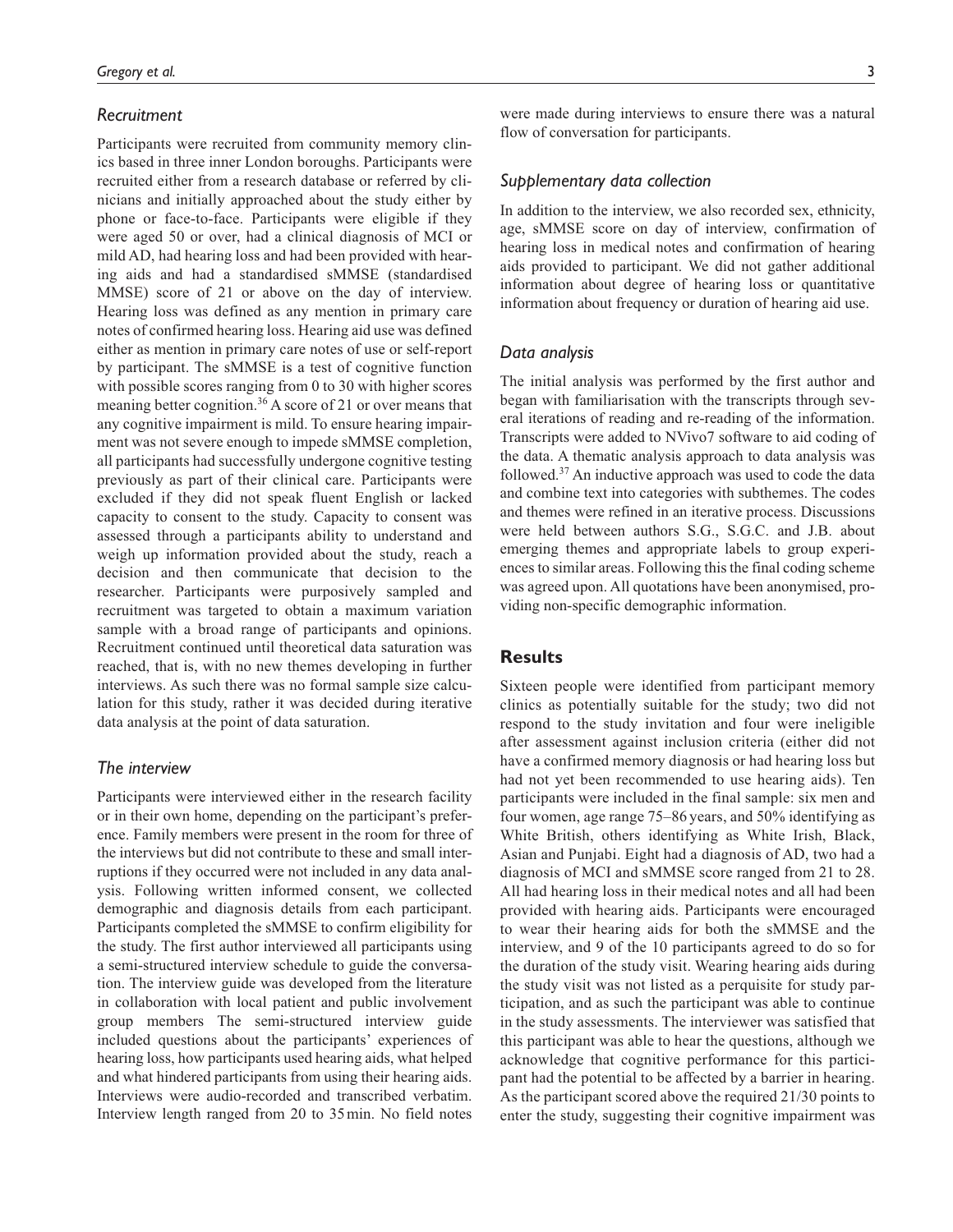### Recruitment

Participants were recruited from community memory clinics based in three inner London boroughs. Participants were recruited either from a research database or referred by clinicians and initially approached about the study either by phone or face-to-face. Participants were eligible if they were aged 50 or over, had a clinical diagnosis of MCI or mild AD, had hearing loss and had been provided with hearing aids and had a standardised sMMSE (standardised MMSE) score of 21 or above on the day of interview. Hearing loss was defined as any mention in primary care notes of confirmed hearing loss. Hearing aid use was defined either as mention in primary care notes of use or self-report by participant. The sMMSE is a test of cognitive function with possible scores ranging from 0 to 30 with higher scores meaning better cognition.[36] A score of 21 or over means that any cognitive impairment is mild. To ensure hearing impairment was not severe enough to impede sMMSE completion, all participants had successfully undergone cognitive testing previously as part of their clinical care. Participants were excluded if they did not speak fluent English or lacked capacity to consent to the study. Capacity to consent was assessed through a participants ability to understand and weigh up information provided about the study, reach a decision and then communicate that decision to the researcher. Participants were purposively sampled and recruitment was targeted to obtain a maximum variation sample with a broad range of participants and opinions. Recruitment continued until theoretical data saturation was reached, that is, with no new themes developing in further interviews. As such there was no formal sample size calculation for this study, rather it was decided during iterative data analysis at the point of data saturation.

### The interview

Participants were interviewed either in the research facility or in their own home, depending on the participant's preference. Family members were present in the room for three of the interviews but did not contribute to these and small interruptions if they occurred were not included in any data analysis. Following written informed consent, we collected demographic and diagnosis details from each participant. Participants completed the sMMSE to confirm eligibility for the study. The first author interviewed all participants using a semi-structured interview schedule to guide the conversation. The interview guide was developed from the literature in collaboration with local patient and public involvement group members The semi-structured interview guide included questions about the participants' experiences of hearing loss, how participants used hearing aids, what helped and what hindered participants from using their hearing aids. Interviews were audio-recorded and transcribed verbatim. Interview length ranged from 20 to 35 min. No field notes were made during interviews to ensure there was a natural flow of conversation for participants.

### Supplementary data collection

In addition to the interview, we also recorded sex, ethnicity, age, sMMSE score on day of interview, confirmation of hearing loss in medical notes and confirmation of hearing aids provided to participant. We did not gather additional information about degree of hearing loss or quantitative information about frequency or duration of hearing aid use.

### Data analysis

The initial analysis was performed by the first author and began with familiarisation with the transcripts through several iterations of reading and re-reading of the information. Transcripts were added to NVivo7 software to aid coding of the data. A thematic analysis approach to data analysis was followed.[37] An inductive approach was used to code the data and combine text into categories with subthemes. The codes and themes were refined in an iterative process. Discussions were held between authors S.G., S.G.C. and J.B. about emerging themes and appropriate labels to group experiences to similar areas. Following this the final coding scheme was agreed upon. All quotations have been anonymised, providing non-specific demographic information.

## Results

Sixteen people were identified from participant memory clinics as potentially suitable for the study; two did not respond to the study invitation and four were ineligible after assessment against inclusion criteria (either did not have a confirmed memory diagnosis or had hearing loss but had not yet been recommended to use hearing aids). Ten participants were included in the final sample: six men and four women, age range 75–86 years, and 50% identifying as White British, others identifying as White Irish, Black, Asian and Punjabi. Eight had a diagnosis of AD, two had a diagnosis of MCI and sMMSE score ranged from 21 to 28. All had hearing loss in their medical notes and all had been provided with hearing aids. Participants were encouraged to wear their hearing aids for both the sMMSE and the interview, and 9 of the 10 participants agreed to do so for the duration of the study visit. Wearing hearing aids during the study visit was not listed as a perquisite for study participation, and as such the participant was able to continue in the study assessments. The interviewer was satisfied that this participant was able to hear the questions, although we acknowledge that cognitive performance for this participant had the potential to be affected by a barrier in hearing. As the participant scored above the required 21/30 points to enter the study, suggesting their cognitive impairment was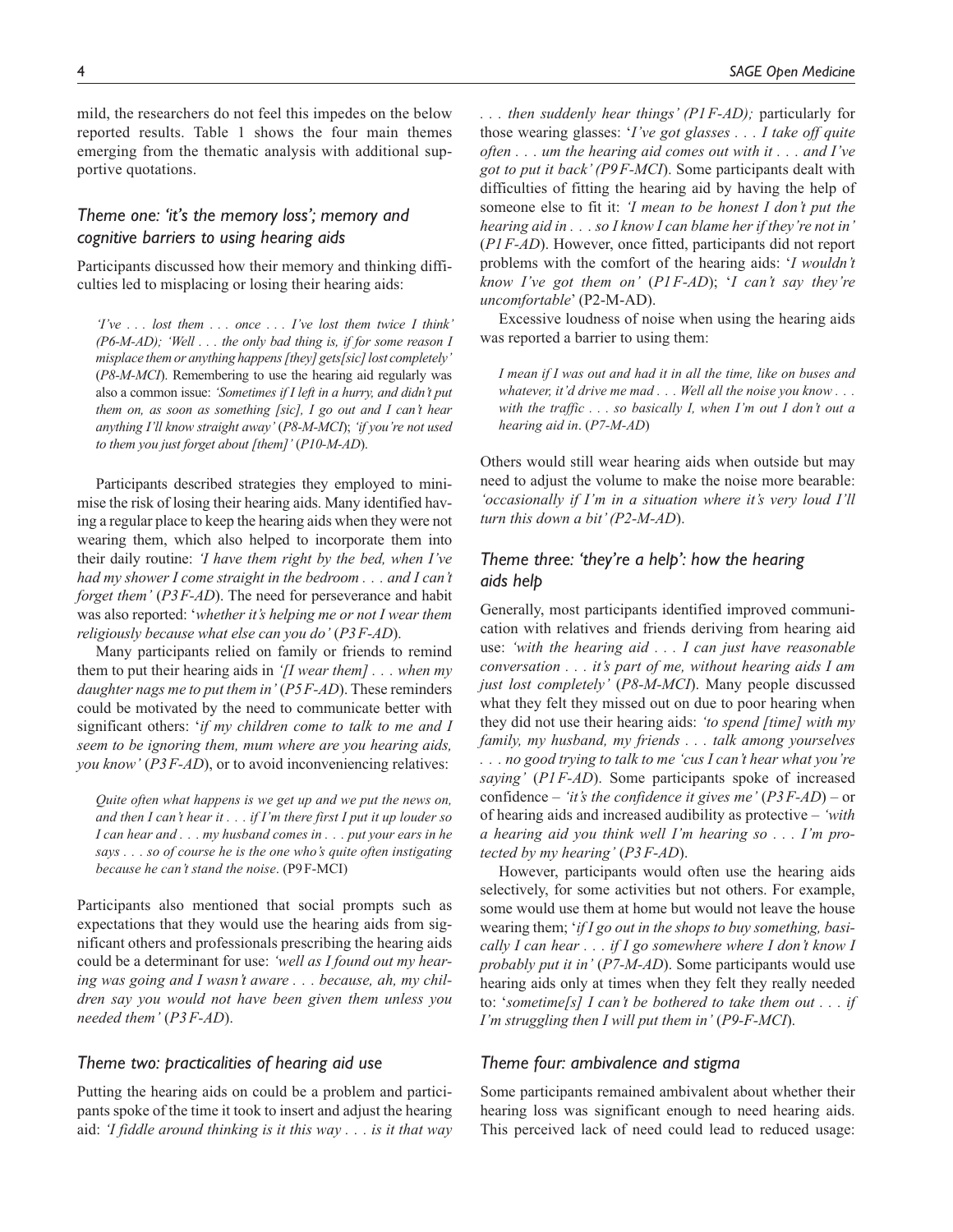mild, the researchers do not feel this impedes on the below reported results. Table 1 shows the four main themes emerging from the thematic analysis with additional supportive quotations.

### Theme one: 'it's the memory loss'; memory and cognitive barriers to using hearing aids

Participants discussed how their memory and thinking difficulties led to misplacing or losing their hearing aids:

> *'I've . . . lost them . . . once . . . I've lost them twice I think' (P6-M-AD); 'Well . . . the only bad thing is, if for some reason I misplace them or anything happens [they] gets[sic] lost completely'* (*P8-M-MCI*). Remembering to use the hearing aid regularly was also a common issue: *'Sometimes if I left in a hurry, and didn't put them on, as soon as something [sic], I go out and I can't hear anything I'll know straight away'* (*P8-M-MCI*); *'if you're not used to them you just forget about [them]'* (*P10-M-AD*).

Participants described strategies they employed to minimise the risk of losing their hearing aids. Many identified having a regular place to keep the hearing aids when they were not wearing them, which also helped to incorporate them into their daily routine: *'I have them right by the bed, when I've had my shower I come straight in the bedroom . . . and I can't forget them'* (*P3F-AD*). The need for perseverance and habit was also reported: '*whether it's helping me or not I wear them religiously because what else can you do'* (*P3F-AD*).

Many participants relied on family or friends to remind them to put their hearing aids in *'[I wear them] . . . when my daughter nags me to put them in'* (*P5F-AD*). These reminders could be motivated by the need to communicate better with significant others: '*if my children come to talk to me and I seem to be ignoring them, mum where are you hearing aids, you know'* (*P3F-AD*), or to avoid inconveniencing relatives:

> *Quite often what happens is we get up and we put the news on, and then I can't hear it . . . if I'm there first I put it up louder so I can hear and . . . my husband comes in . . . put your ears in he says . . . so of course he is the one who's quite often instigating because he can't stand the noise*. (P9F-MCI)

Participants also mentioned that social prompts such as expectations that they would use the hearing aids from significant others and professionals prescribing the hearing aids could be a determinant for use: *'well as I found out my hearing was going and I wasn't aware . . . because, ah, my children say you would not have been given them unless you needed them'* (*P3F-AD*).

### Theme two: practicalities of hearing aid use

Putting the hearing aids on could be a problem and participants spoke of the time it took to insert and adjust the hearing aid: *'I fiddle around thinking is it this way . . . is it that way . . . then suddenly hear things' (P1F-AD);* particularly for those wearing glasses: '*I've got glasses . . . I take off quite often . . . um the hearing aid comes out with it . . . and I've got to put it back' (P9F-MCI*). Some participants dealt with difficulties of fitting the hearing aid by having the help of someone else to fit it: *'I mean to be honest I don't put the hearing aid in . . . so I know I can blame her if they're not in'* (*P1F-AD*). However, once fitted, participants did not report problems with the comfort of the hearing aids: '*I wouldn't know I've got them on'* (*P1F-AD*); '*I can't say they're uncomfortable*' (P2-M-AD).

Excessive loudness of noise when using the hearing aids was reported a barrier to using them:

> *I mean if I was out and had it in all the time, like on buses and whatever, it'd drive me mad . . . Well all the noise you know . . . with the traffic . . . so basically I, when I'm out I don't out a hearing aid in*. (*P7-M-AD*)

Others would still wear hearing aids when outside but may need to adjust the volume to make the noise more bearable: *'occasionally if I'm in a situation where it's very loud I'll turn this down a bit' (P2-M-AD*).

### Theme three: 'they're a help': how the hearing aids help

Generally, most participants identified improved communication with relatives and friends deriving from hearing aid use: *'with the hearing aid . . . I can just have reasonable conversation . . . it's part of me, without hearing aids I am just lost completely'* (*P8-M-MCI*). Many people discussed what they felt they missed out on due to poor hearing when they did not use their hearing aids: *'to spend [time] with my family, my husband, my friends . . . talk among yourselves . . . no good trying to talk to me 'cus I can't hear what you're saying'* (*P1F-AD*). Some participants spoke of increased confidence – *'it's the confidence it gives me'* (*P3F-AD*) – or of hearing aids and increased audibility as protective – *'with a hearing aid you think well I'm hearing so . . . I'm protected by my hearing'* (*P3F-AD*).

However, participants would often use the hearing aids selectively, for some activities but not others. For example, some would use them at home but would not leave the house wearing them; '*if I go out in the shops to buy something, basically I can hear . . . if I go somewhere where I don't know I probably put it in'* (*P7-M-AD*). Some participants would use hearing aids only at times when they felt they really needed to: '*sometime[s] I can't be bothered to take them out . . . if I'm struggling then I will put them in'* (*P9-F-MCI*).

### Theme four: ambivalence and stigma

Some participants remained ambivalent about whether their hearing loss was significant enough to need hearing aids. This perceived lack of need could lead to reduced usage: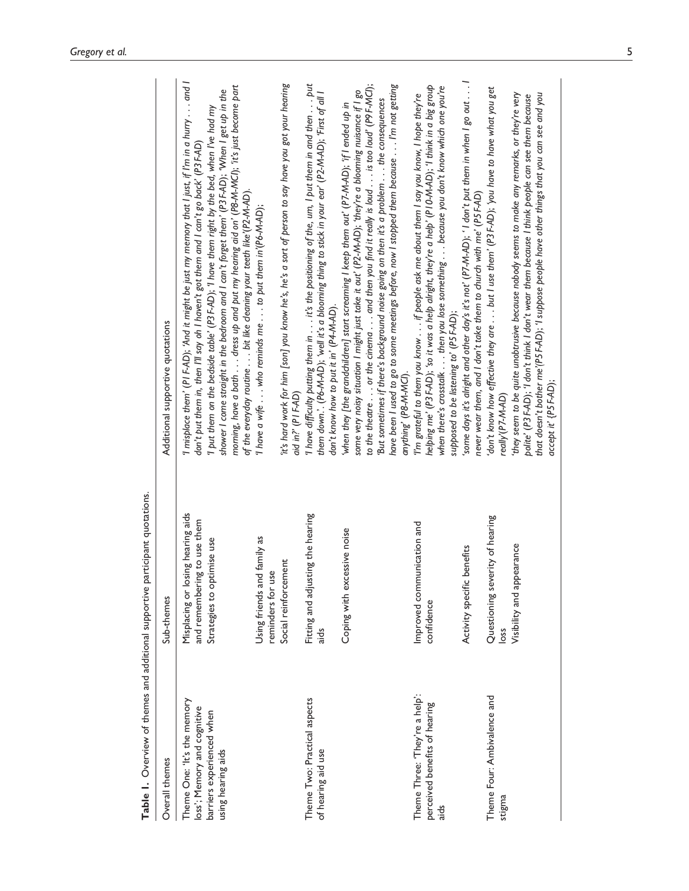**Table 1.** Overview of themes and additional supportive participant quotations.

| Overall themes | Sub-themes | Additional supportive quotations |
| --- | --- | --- |
| Theme One: 'It's the memory loss'; Memory and cognitive barriers experienced when using hearing aids | Misplacing or losing hearing aids and remembering to use them | 'I misplace them' (P1 F-AD); 'And it might be just my memory that I just, if I'm in a hurry . . . and I don't put them in, then I'll say oh I haven't got them and I can't go back' (P3 F-AD) |
| | Strategies to optimise use | 'I put them on the bedside table' (P3 F-AD); 'I have them right by the bed, when I've had my shower I come straight in the bedroom and I can't forget them' (P3 F-AD); 'When I get up in the morning, have a bath . . . dress up and put my hearing aid on' (P8-M-MCI); 'it's just become part of the everyday routine . . . bit like cleaning your teeth like'(P2-M-AD). |
| | Using friends and family as reminders for use | 'I have a wife . . . who reminds me . . . to put them in'(P6-M-AD); |
| | Social reinforcement | 'it's hard work for him [son] you know he's, he's a sort of person to say have you got your hearing aid in?' (P1 F-AD) |
| Theme Two: Practical aspects of hearing aid use | Fitting and adjusting the hearing aids | 'I have difficulty putting them in . . . it's the positioning of the, um, I put them in and then . . . put them down.'. (P6-M-AD); 'well it's a blooming thing to stick in your ear' (P2-M-AD); 'First of all I don't know how to put it in' (P4-M-AD). |
| | Coping with excessive noise | 'when they [the grandchildren] start screaming I keep them out' (P7-M-AD); 'if I ended up in some very noisy situation I might just take it out' (P2-M-AD); 'they're a blooming nuisance if I go to the theatre . . . or the cinema . . . and then you find it really is loud . . . is too loud' (P9 F-MCI); 'But sometimes if there's background noise going on then it's a problem . . . the consequences have been I used to go to some meetings before, now I stopped them because . . . I'm not getting anything' (P8-M-MCI). |
| Theme Three: 'They're a help': perceived benefits of hearing aids | Improved communication and confidence | 'I'm grateful to them you know . . . if people ask me about them I say you know, I hope they're helping me' (P3 F-AD); 'so it was a help alright, they're a help' (P10-M-AD); 'I think in a big group when there's crosstalk . . . then you lose something . . . because you don't know which one you're supposed to be listening to' (P5 F-AD); |
| | Activity specific benefits | 'some days it's alright and other day's it's not' (P7-M-AD); ' I don't put them in when I go out . . . I never wear them, and I don't take them to church with me' (P5 F-AD) |
| Theme Four: Ambivalence and stigma | Questioning severity of hearing loss | 'don't know how effective they are . . . but I use them' (P3 F-AD); 'you have to have what you get really'(P7-M-AD) |
| | Visibility and appearance | 'they seem to be quite unobtrusive because nobody seems to make any remarks, or they're very polite' (P3 F-AD); 'I don't think I don't wear them because I think people can see them because that doesn't bother me'(P5 F-AD); 'I suppose people have other things that you can see and you accept it' (P5 F-AD); |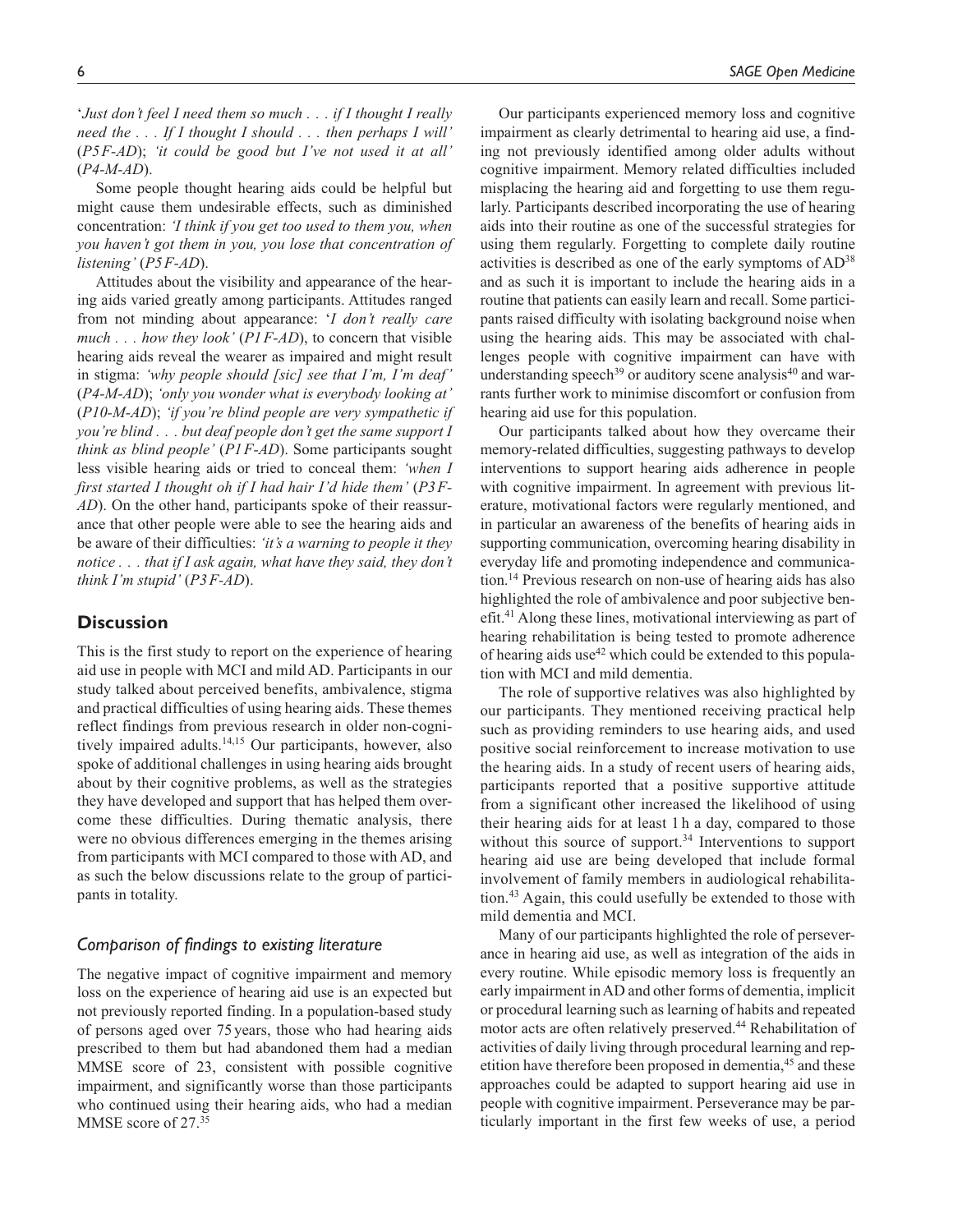'*Just don't feel I need them so much . . . if I thought I really need the . . . If I thought I should . . . then perhaps I will'* (*P5F-AD*); *'it could be good but I've not used it at all'* (*P4-M-AD*).

Some people thought hearing aids could be helpful but might cause them undesirable effects, such as diminished concentration: *'I think if you get too used to them you, when you haven't got them in you, you lose that concentration of listening'* (*P5F-AD*).

Attitudes about the visibility and appearance of the hearing aids varied greatly among participants. Attitudes ranged from not minding about appearance: '*I don't really care much . . . how they look'* (*P1F-AD*), to concern that visible hearing aids reveal the wearer as impaired and might result in stigma: *'why people should [sic] see that I'm, I'm deaf'* (*P4-M-AD*); *'only you wonder what is everybody looking at'* (*P10-M-AD*); *'if you're blind people are very sympathetic if you're blind . . . but deaf people don't get the same support I think as blind people'* (*P1F-AD*). Some participants sought less visible hearing aids or tried to conceal them: *'when I first started I thought oh if I had hair I'd hide them'* (*P3F-AD*). On the other hand, participants spoke of their reassurance that other people were able to see the hearing aids and be aware of their difficulties: *'it's a warning to people it they notice . . . that if I ask again, what have they said, they don't think I'm stupid'* (*P3F-AD*).

## Discussion

This is the first study to report on the experience of hearing aid use in people with MCI and mild AD. Participants in our study talked about perceived benefits, ambivalence, stigma and practical difficulties of using hearing aids. These themes reflect findings from previous research in older non-cognitively impaired adults.[14,15] Our participants, however, also spoke of additional challenges in using hearing aids brought about by their cognitive problems, as well as the strategies they have developed and support that has helped them overcome these difficulties. During thematic analysis, there were no obvious differences emerging in the themes arising from participants with MCI compared to those with AD, and as such the below discussions relate to the group of participants in totality.

### *Comparison of findings to existing literature*

The negative impact of cognitive impairment and memory loss on the experience of hearing aid use is an expected but not previously reported finding. In a population-based study of persons aged over 75 years, those who had hearing aids prescribed to them but had abandoned them had a median MMSE score of 23, consistent with possible cognitive impairment, and significantly worse than those participants who continued using their hearing aids, who had a median MMSE score of 27.[35]

Our participants experienced memory loss and cognitive impairment as clearly detrimental to hearing aid use, a finding not previously identified among older adults without cognitive impairment. Memory related difficulties included misplacing the hearing aid and forgetting to use them regularly. Participants described incorporating the use of hearing aids into their routine as one of the successful strategies for using them regularly. Forgetting to complete daily routine activities is described as one of the early symptoms of AD[38] and as such it is important to include the hearing aids in a routine that patients can easily learn and recall. Some participants raised difficulty with isolating background noise when using the hearing aids. This may be associated with challenges people with cognitive impairment can have with understanding speech[39] or auditory scene analysis[40] and warrants further work to minimise discomfort or confusion from hearing aid use for this population.

Our participants talked about how they overcame their memory-related difficulties, suggesting pathways to develop interventions to support hearing aids adherence in people with cognitive impairment. In agreement with previous literature, motivational factors were regularly mentioned, and in particular an awareness of the benefits of hearing aids in supporting communication, overcoming hearing disability in everyday life and promoting independence and communication.[14] Previous research on non-use of hearing aids has also highlighted the role of ambivalence and poor subjective benefit.[41] Along these lines, motivational interviewing as part of hearing rehabilitation is being tested to promote adherence of hearing aids use[42] which could be extended to this population with MCI and mild dementia.

The role of supportive relatives was also highlighted by our participants. They mentioned receiving practical help such as providing reminders to use hearing aids, and used positive social reinforcement to increase motivation to use the hearing aids. In a study of recent users of hearing aids, participants reported that a positive supportive attitude from a significant other increased the likelihood of using their hearing aids for at least 1 h a day, compared to those without this source of support.[34] Interventions to support hearing aid use are being developed that include formal involvement of family members in audiological rehabilitation.[43] Again, this could usefully be extended to those with mild dementia and MCI.

Many of our participants highlighted the role of perseverance in hearing aid use, as well as integration of the aids in every routine. While episodic memory loss is frequently an early impairment in AD and other forms of dementia, implicit or procedural learning such as learning of habits and repeated motor acts are often relatively preserved.[44] Rehabilitation of activities of daily living through procedural learning and repetition have therefore been proposed in dementia,[45] and these approaches could be adapted to support hearing aid use in people with cognitive impairment. Perseverance may be particularly important in the first few weeks of use, a period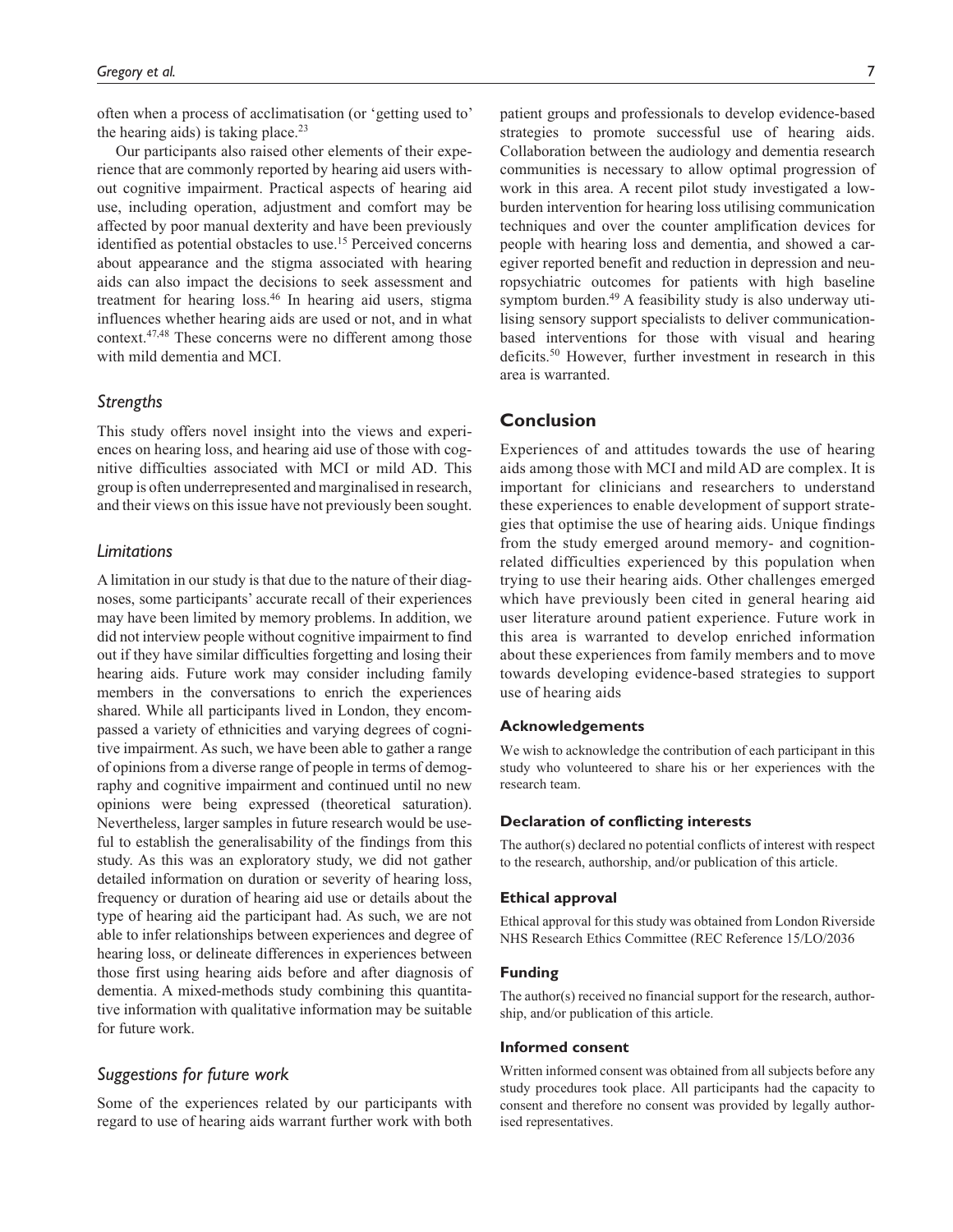often when a process of acclimatisation (or 'getting used to' the hearing aids) is taking place.[23]

Our participants also raised other elements of their experience that are commonly reported by hearing aid users without cognitive impairment. Practical aspects of hearing aid use, including operation, adjustment and comfort may be affected by poor manual dexterity and have been previously identified as potential obstacles to use.[15] Perceived concerns about appearance and the stigma associated with hearing aids can also impact the decisions to seek assessment and treatment for hearing loss.[46] In hearing aid users, stigma influences whether hearing aids are used or not, and in what context.[47,48] These concerns were no different among those with mild dementia and MCI.

### *Strengths*

This study offers novel insight into the views and experiences on hearing loss, and hearing aid use of those with cognitive difficulties associated with MCI or mild AD. This group is often underrepresented and marginalised in research, and their views on this issue have not previously been sought.

### *Limitations*

A limitation in our study is that due to the nature of their diagnoses, some participants' accurate recall of their experiences may have been limited by memory problems. In addition, we did not interview people without cognitive impairment to find out if they have similar difficulties forgetting and losing their hearing aids. Future work may consider including family members in the conversations to enrich the experiences shared. While all participants lived in London, they encompassed a variety of ethnicities and varying degrees of cognitive impairment. As such, we have been able to gather a range of opinions from a diverse range of people in terms of demography and cognitive impairment and continued until no new opinions were being expressed (theoretical saturation). Nevertheless, larger samples in future research would be useful to establish the generalisability of the findings from this study. As this was an exploratory study, we did not gather detailed information on duration or severity of hearing loss, frequency or duration of hearing aid use or details about the type of hearing aid the participant had. As such, we are not able to infer relationships between experiences and degree of hearing loss, or delineate differences in experiences between those first using hearing aids before and after diagnosis of dementia. A mixed-methods study combining this quantitative information with qualitative information may be suitable for future work.

### *Suggestions for future work*

Some of the experiences related by our participants with regard to use of hearing aids warrant further work with both patient groups and professionals to develop evidence-based strategies to promote successful use of hearing aids. Collaboration between the audiology and dementia research communities is necessary to allow optimal progression of work in this area. A recent pilot study investigated a low-burden intervention for hearing loss utilising communication techniques and over the counter amplification devices for people with hearing loss and dementia, and showed a caregiver reported benefit and reduction in depression and neuropsychiatric outcomes for patients with high baseline symptom burden.[49] A feasibility study is also underway utilising sensory support specialists to deliver communication-based interventions for those with visual and hearing deficits.[50] However, further investment in research in this area is warranted.

## Conclusion

Experiences of and attitudes towards the use of hearing aids among those with MCI and mild AD are complex. It is important for clinicians and researchers to understand these experiences to enable development of support strategies that optimise the use of hearing aids. Unique findings from the study emerged around memory- and cognition-related difficulties experienced by this population when trying to use their hearing aids. Other challenges emerged which have previously been cited in general hearing aid user literature around patient experience. Future work in this area is warranted to develop enriched information about these experiences from family members and to move towards developing evidence-based strategies to support use of hearing aids

#### Acknowledgements

We wish to acknowledge the contribution of each participant in this study who volunteered to share his or her experiences with the research team.

#### Declaration of conflicting interests

The author(s) declared no potential conflicts of interest with respect to the research, authorship, and/or publication of this article.

#### Ethical approval

Ethical approval for this study was obtained from London Riverside NHS Research Ethics Committee (REC Reference 15/LO/2036

#### Funding

The author(s) received no financial support for the research, authorship, and/or publication of this article.

#### Informed consent

Written informed consent was obtained from all subjects before any study procedures took place. All participants had the capacity to consent and therefore no consent was provided by legally authorised representatives.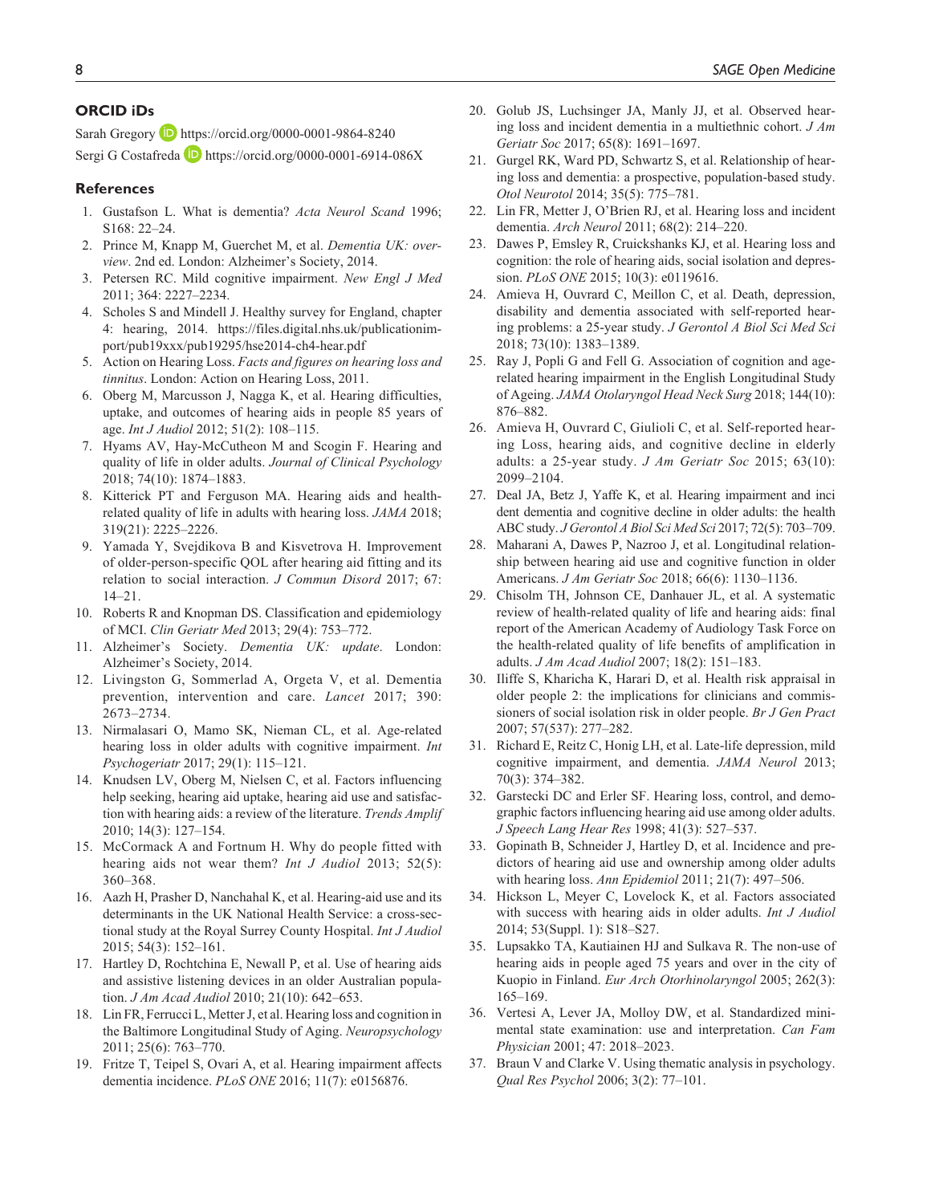## ORCID iDs

Sarah Gregory https://orcid.org/0000-0001-9864-8240
Sergi G Costafreda https://orcid.org/0000-0001-6914-086X

## References

1. Gustafson L. What is dementia? *Acta Neurol Scand* 1996; S168: 22–24.
2. Prince M, Knapp M, Guerchet M, et al. *Dementia UK: overview*. 2nd ed. London: Alzheimer's Society, 2014.
3. Petersen RC. Mild cognitive impairment. *New Engl J Med* 2011; 364: 2227–2234.
4. Scholes S and Mindell J. Healthy survey for England, chapter 4: hearing, 2014. https://files.digital.nhs.uk/publicationimport/pub19xxx/pub19295/hse2014-ch4-hear.pdf
5. Action on Hearing Loss. *Facts and figures on hearing loss and tinnitus*. London: Action on Hearing Loss, 2011.
6. Oberg M, Marcusson J, Nagga K, et al. Hearing difficulties, uptake, and outcomes of hearing aids in people 85 years of age. *Int J Audiol* 2012; 51(2): 108–115.
7. Hyams AV, Hay-McCutheon M and Scogin F. Hearing and quality of life in older adults. *Journal of Clinical Psychology* 2018; 74(10): 1874–1883.
8. Kitterick PT and Ferguson MA. Hearing aids and health-related quality of life in adults with hearing loss. *JAMA* 2018; 319(21): 2225–2226.
9. Yamada Y, Svejdikova B and Kisvetrova H. Improvement of older-person-specific QOL after hearing aid fitting and its relation to social interaction. *J Commun Disord* 2017; 67: 14–21.
10. Roberts R and Knopman DS. Classification and epidemiology of MCI. *Clin Geriatr Med* 2013; 29(4): 753–772.
11. Alzheimer's Society. *Dementia UK: update*. London: Alzheimer's Society, 2014.
12. Livingston G, Sommerlad A, Orgeta V, et al. Dementia prevention, intervention and care. *Lancet* 2017; 390: 2673–2734.
13. Nirmalasari O, Mamo SK, Nieman CL, et al. Age-related hearing loss in older adults with cognitive impairment. *Int Psychogeriatr* 2017; 29(1): 115–121.
14. Knudsen LV, Oberg M, Nielsen C, et al. Factors influencing help seeking, hearing aid uptake, hearing aid use and satisfaction with hearing aids: a review of the literature. *Trends Amplif* 2010; 14(3): 127–154.
15. McCormack A and Fortnum H. Why do people fitted with hearing aids not wear them? *Int J Audiol* 2013; 52(5): 360–368.
16. Aazh H, Prasher D, Nanchahal K, et al. Hearing-aid use and its determinants in the UK National Health Service: a cross-sectional study at the Royal Surrey County Hospital. *Int J Audiol* 2015; 54(3): 152–161.
17. Hartley D, Rochtchina E, Newall P, et al. Use of hearing aids and assistive listening devices in an older Australian population. *J Am Acad Audiol* 2010; 21(10): 642–653.
18. Lin FR, Ferrucci L, Metter J, et al. Hearing loss and cognition in the Baltimore Longitudinal Study of Aging. *Neuropsychology* 2011; 25(6): 763–770.
19. Fritze T, Teipel S, Ovari A, et al. Hearing impairment affects dementia incidence. *PLoS ONE* 2016; 11(7): e0156876.
20. Golub JS, Luchsinger JA, Manly JJ, et al. Observed hearing loss and incident dementia in a multiethnic cohort. *J Am Geriatr Soc* 2017; 65(8): 1691–1697.
21. Gurgel RK, Ward PD, Schwartz S, et al. Relationship of hearing loss and dementia: a prospective, population-based study. *Otol Neurotol* 2014; 35(5): 775–781.
22. Lin FR, Metter J, O'Brien RJ, et al. Hearing loss and incident dementia. *Arch Neurol* 2011; 68(2): 214–220.
23. Dawes P, Emsley R, Cruickshanks KJ, et al. Hearing loss and cognition: the role of hearing aids, social isolation and depression. *PLoS ONE* 2015; 10(3): e0119616.
24. Amieva H, Ouvrard C, Meillon C, et al. Death, depression, disability and dementia associated with self-reported hearing problems: a 25-year study. *J Gerontol A Biol Sci Med Sci* 2018; 73(10): 1383–1389.
25. Ray J, Popli G and Fell G. Association of cognition and age-related hearing impairment in the English Longitudinal Study of Ageing. *JAMA Otolaryngol Head Neck Surg* 2018; 144(10): 876–882.
26. Amieva H, Ouvrard C, Giulioli C, et al. Self-reported hearing Loss, hearing aids, and cognitive decline in elderly adults: a 25-year study. *J Am Geriatr Soc* 2015; 63(10): 2099–2104.
27. Deal JA, Betz J, Yaffe K, et al. Hearing impairment and inci dent dementia and cognitive decline in older adults: the health ABC study. *J Gerontol A Biol Sci Med Sci* 2017; 72(5): 703–709.
28. Maharani A, Dawes P, Nazroo J, et al. Longitudinal relationship between hearing aid use and cognitive function in older Americans. *J Am Geriatr Soc* 2018; 66(6): 1130–1136.
29. Chisolm TH, Johnson CE, Danhauer JL, et al. A systematic review of health-related quality of life and hearing aids: final report of the American Academy of Audiology Task Force on the health-related quality of life benefits of amplification in adults. *J Am Acad Audiol* 2007; 18(2): 151–183.
30. Iliffe S, Kharicha K, Harari D, et al. Health risk appraisal in older people 2: the implications for clinicians and commissioners of social isolation risk in older people. *Br J Gen Pract* 2007; 57(537): 277–282.
31. Richard E, Reitz C, Honig LH, et al. Late-life depression, mild cognitive impairment, and dementia. *JAMA Neurol* 2013; 70(3): 374–382.
32. Garstecki DC and Erler SF. Hearing loss, control, and demographic factors influencing hearing aid use among older adults. *J Speech Lang Hear Res* 1998; 41(3): 527–537.
33. Gopinath B, Schneider J, Hartley D, et al. Incidence and predictors of hearing aid use and ownership among older adults with hearing loss. *Ann Epidemiol* 2011; 21(7): 497–506.
34. Hickson L, Meyer C, Lovelock K, et al. Factors associated with success with hearing aids in older adults. *Int J Audiol* 2014; 53(Suppl. 1): S18–S27.
35. Lupsakko TA, Kautiainen HJ and Sulkava R. The non-use of hearing aids in people aged 75 years and over in the city of Kuopio in Finland. *Eur Arch Otorhinolaryngol* 2005; 262(3): 165–169.
36. Vertesi A, Lever JA, Molloy DW, et al. Standardized mini-mental state examination: use and interpretation. *Can Fam Physician* 2001; 47: 2018–2023.
37. Braun V and Clarke V. Using thematic analysis in psychology. *Qual Res Psychol* 2006; 3(2): 77–101.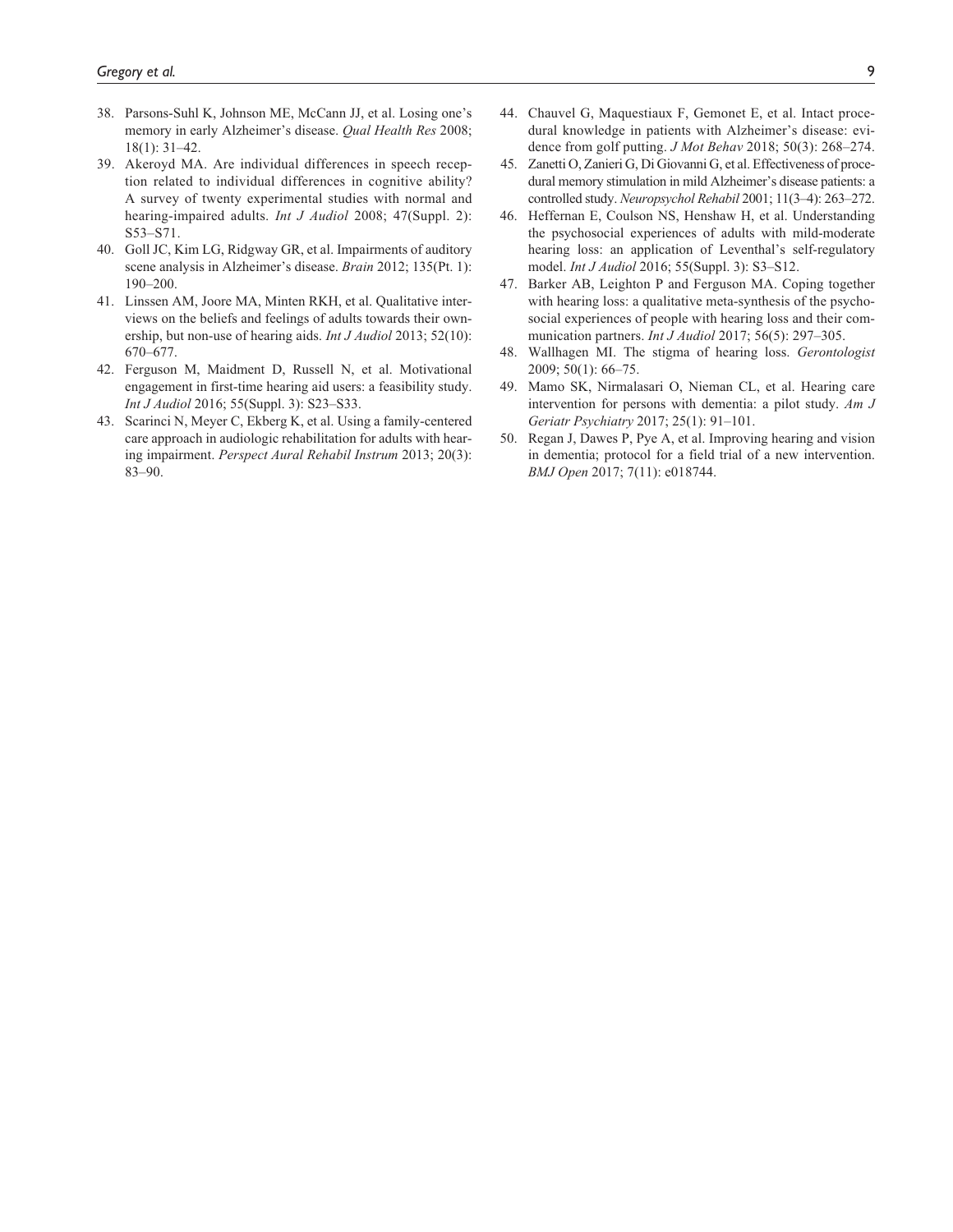38. Parsons-Suhl K, Johnson ME, McCann JJ, et al. Losing one's memory in early Alzheimer's disease. *Qual Health Res* 2008; 18(1): 31–42.
39. Akeroyd MA. Are individual differences in speech reception related to individual differences in cognitive ability? A survey of twenty experimental studies with normal and hearing-impaired adults. *Int J Audiol* 2008; 47(Suppl. 2): S53–S71.
40. Goll JC, Kim LG, Ridgway GR, et al. Impairments of auditory scene analysis in Alzheimer's disease. *Brain* 2012; 135(Pt. 1): 190–200.
41. Linssen AM, Joore MA, Minten RKH, et al. Qualitative interviews on the beliefs and feelings of adults towards their ownership, but non-use of hearing aids. *Int J Audiol* 2013; 52(10): 670–677.
42. Ferguson M, Maidment D, Russell N, et al. Motivational engagement in first-time hearing aid users: a feasibility study. *Int J Audiol* 2016; 55(Suppl. 3): S23–S33.
43. Scarinci N, Meyer C, Ekberg K, et al. Using a family-centered care approach in audiologic rehabilitation for adults with hearing impairment. *Perspect Aural Rehabil Instrum* 2013; 20(3): 83–90.
44. Chauvel G, Maquestiaux F, Gemonet E, et al. Intact procedural knowledge in patients with Alzheimer's disease: evidence from golf putting. *J Mot Behav* 2018; 50(3): 268–274.
45. Zanetti O, Zanieri G, Di Giovanni G, et al. Effectiveness of procedural memory stimulation in mild Alzheimer's disease patients: a controlled study. *Neuropsychol Rehabil* 2001; 11(3–4): 263–272.
46. Heffernan E, Coulson NS, Henshaw H, et al. Understanding the psychosocial experiences of adults with mild-moderate hearing loss: an application of Leventhal's self-regulatory model. *Int J Audiol* 2016; 55(Suppl. 3): S3–S12.
47. Barker AB, Leighton P and Ferguson MA. Coping together with hearing loss: a qualitative meta-synthesis of the psychosocial experiences of people with hearing loss and their communication partners. *Int J Audiol* 2017; 56(5): 297–305.
48. Wallhagen MI. The stigma of hearing loss. *Gerontologist* 2009; 50(1): 66–75.
49. Mamo SK, Nirmalasari O, Nieman CL, et al. Hearing care intervention for persons with dementia: a pilot study. *Am J Geriatr Psychiatry* 2017; 25(1): 91–101.
50. Regan J, Dawes P, Pye A, et al. Improving hearing and vision in dementia; protocol for a field trial of a new intervention. *BMJ Open* 2017; 7(11): e018744.